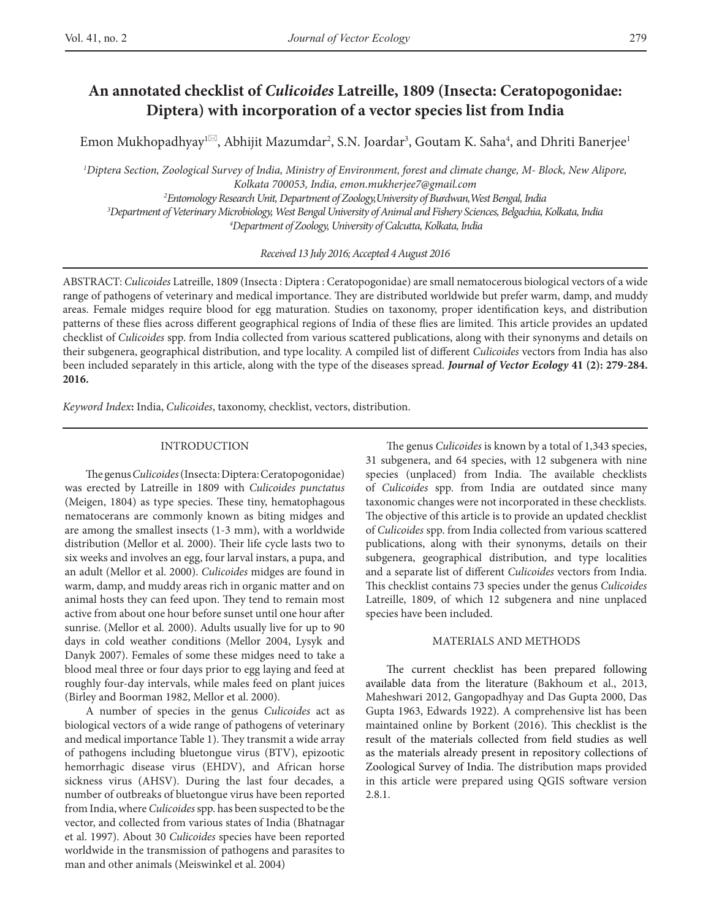# An annotated checklist of *Culicoides* Latreille, 1809 (Insecta: Ceratopogonidae: Diptera) with incorporation of a vector species list from India

Emon Mukhopadhyay[1]✉, Abhijit Mazumdar[2], S.N. Joardar[3], Goutam K. Saha[4], and Dhriti Banerjee[1]

[1]Diptera Section, Zoological Survey of India, Ministry of Environment, forest and climate change, M- Block, New Alipore, Kolkata 700053, India, emon.mukherjee7@gmail.com

[2]Entomology Research Unit, Department of Zoology, University of Burdwan, West Bengal, India

[3]Department of Veterinary Microbiology, West Bengal University of Animal and Fishery Sciences, Belgachia, Kolkata, India

[4]Department of Zoology, University of Calcutta, Kolkata, India

*Received 13 July 2016; Accepted 4 August 2016*

ABSTRACT: *Culicoides* Latreille, 1809 (Insecta : Diptera : Ceratopogonidae) are small nematocerous biological vectors of a wide range of pathogens of veterinary and medical importance. They are distributed worldwide but prefer warm, damp, and muddy areas. Female midges require blood for egg maturation. Studies on taxonomy, proper identification keys, and distribution patterns of these flies across different geographical regions of India of these flies are limited. This article provides an updated checklist of *Culicoides* spp. from India collected from various scattered publications, along with their synonyms and details on their subgenera, geographical distribution, and type locality. A compiled list of different *Culicoides* vectors from India has also been included separately in this article, along with the type of the diseases spread. ***Journal of Vector Ecology* 41 (2): 279-284. 2016.**

*Keyword Index***:** India, *Culicoides*, taxonomy, checklist, vectors, distribution.

## INTRODUCTION

The genus *Culicoides* (Insecta: Diptera: Ceratopogonidae) was erected by Latreille in 1809 with *Culicoides punctatus* (Meigen, 1804) as type species. These tiny, hematophagous nematocerans are commonly known as biting midges and are among the smallest insects (1-3 mm), with a worldwide distribution (Mellor et al. 2000). Their life cycle lasts two to six weeks and involves an egg, four larval instars, a pupa, and an adult (Mellor et al. 2000). *Culicoides* midges are found in warm, damp, and muddy areas rich in organic matter and on animal hosts they can feed upon. They tend to remain most active from about one hour before sunset until one hour after sunrise. (Mellor et al. 2000). Adults usually live for up to 90 days in cold weather conditions (Mellor 2004, Lysyk and Danyk 2007). Females of some these midges need to take a blood meal three or four days prior to egg laying and feed at roughly four-day intervals, while males feed on plant juices (Birley and Boorman 1982, Mellor et al. 2000).

A number of species in the genus *Culicoides* act as biological vectors of a wide range of pathogens of veterinary and medical importance Table 1). They transmit a wide array of pathogens including bluetongue virus (BTV), epizootic hemorrhagic disease virus (EHDV), and African horse sickness virus (AHSV). During the last four decades, a number of outbreaks of bluetongue virus have been reported from India, where *Culicoides* spp. has been suspected to be the vector, and collected from various states of India (Bhatnagar et al. 1997). About 30 *Culicoides* species have been reported worldwide in the transmission of pathogens and parasites to man and other animals (Meiswinkel et al. 2004)

The genus *Culicoides* is known by a total of 1,343 species, 31 subgenera, and 64 species, with 12 subgenera with nine species (unplaced) from India. The available checklists of *Culicoides* spp. from India are outdated since many taxonomic changes were not incorporated in these checklists. The objective of this article is to provide an updated checklist of *Culicoides* spp. from India collected from various scattered publications, along with their synonyms, details on their subgenera, geographical distribution, and type localities and a separate list of different *Culicoides* vectors from India. This checklist contains 73 species under the genus *Culicoides* Latreille, 1809, of which 12 subgenera and nine unplaced species have been included.

## MATERIALS AND METHODS

The current checklist has been prepared following available data from the literature (Bakhoum et al., 2013, Maheshwari 2012, Gangopadhyay and Das Gupta 2000, Das Gupta 1963, Edwards 1922). A comprehensive list has been maintained online by Borkent (2016). This checklist is the result of the materials collected from field studies as well as the materials already present in repository collections of Zoological Survey of India. The distribution maps provided in this article were prepared using QGIS software version 2.8.1.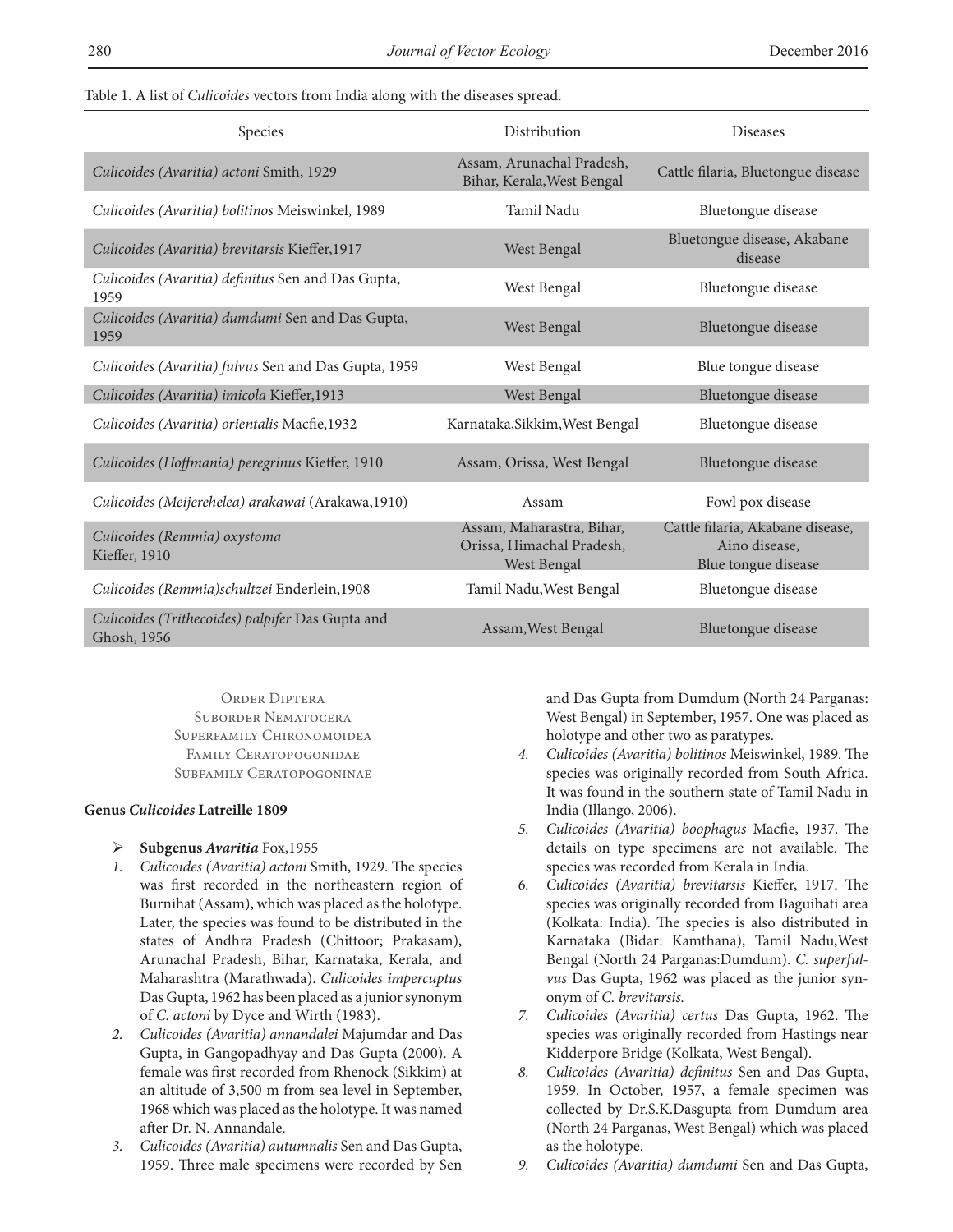Table 1. A list of *Culicoides* vectors from India along with the diseases spread.

| Species | Distribution | Diseases |
|---|---|---|
| *Culicoides (Avaritia) actoni* Smith, 1929 | Assam, Arunachal Pradesh, Bihar, Kerala, West Bengal | Cattle filaria, Bluetongue disease |
| *Culicoides (Avaritia) bolitinos* Meiswinkel, 1989 | Tamil Nadu | Bluetongue disease |
| *Culicoides (Avaritia) brevitarsis* Kieffer,1917 | West Bengal | Bluetongue disease, Akabane disease |
| *Culicoides (Avaritia) definitus* Sen and Das Gupta, 1959 | West Bengal | Bluetongue disease |
| *Culicoides (Avaritia) dumdumi* Sen and Das Gupta, 1959 | West Bengal | Bluetongue disease |
| *Culicoides (Avaritia) fulvus* Sen and Das Gupta, 1959 | West Bengal | Blue tongue disease |
| *Culicoides (Avaritia) imicola* Kieffer,1913 | West Bengal | Bluetongue disease |
| *Culicoides (Avaritia) orientalis* Macfie,1932 | Karnataka, Sikkim, West Bengal | Bluetongue disease |
| *Culicoides (Hoffmania) peregrinus* Kieffer, 1910 | Assam, Orissa, West Bengal | Bluetongue disease |
| *Culicoides (Meijerehelea) arakawai* (Arakawa,1910) | Assam | Fowl pox disease |
| *Culicoides (Remmia) oxystoma* Kieffer, 1910 | Assam, Maharastra, Bihar, Orissa, Himachal Pradesh, West Bengal | Cattle filaria, Akabane disease, Aino disease, Blue tongue disease |
| *Culicoides (Remmia)schultzei* Enderlein,1908 | Tamil Nadu, West Bengal | Bluetongue disease |
| *Culicoides (Trithecoides) palpifer* Das Gupta and Ghosh, 1956 | Assam, West Bengal | Bluetongue disease |

Order Diptera
Suborder Nematocera
Superfamily Chironomoidea
Family Ceratopogonidae
Subfamily Ceratopogoninae

**Genus *Culicoides* Latreille 1809**

- **Subgenus *Avaritia*** Fox,1955

1. *Culicoides (Avaritia) actoni* Smith, 1929. The species was first recorded in the northeastern region of Burnihat (Assam), which was placed as the holotype. Later, the species was found to be distributed in the states of Andhra Pradesh (Chittoor; Prakasam), Arunachal Pradesh, Bihar, Karnataka, Kerala, and Maharashtra (Marathwada). *Culicoides impercuptus* Das Gupta, 1962 has been placed as a junior synonym of *C. actoni* by Dyce and Wirth (1983).
2. *Culicoides (Avaritia) annandalei* Majumdar and Das Gupta, in Gangopadhyay and Das Gupta (2000). A female was first recorded from Rhenock (Sikkim) at an altitude of 3,500 m from sea level in September, 1968 which was placed as the holotype. It was named after Dr. N. Annandale.
3. *Culicoides (Avaritia) autumnalis* Sen and Das Gupta, 1959. Three male specimens were recorded by Sen and Das Gupta from Dumdum (North 24 Parganas: West Bengal) in September, 1957. One was placed as holotype and other two as paratypes.
4. *Culicoides (Avaritia) bolitinos* Meiswinkel, 1989. The species was originally recorded from South Africa. It was found in the southern state of Tamil Nadu in India (Illango, 2006).
5. *Culicoides (Avaritia) boophagus* Macfie, 1937. The details on type specimens are not available. The species was recorded from Kerala in India.
6. *Culicoides (Avaritia) brevitarsis* Kieffer, 1917. The species was originally recorded from Baguihati area (Kolkata: India). The species is also distributed in Karnataka (Bidar: Kamthana), Tamil Nadu, West Bengal (North 24 Parganas:Dumdum). *C. superfulvus* Das Gupta, 1962 was placed as the junior synonym of *C. brevitarsis.*
7. *Culicoides (Avaritia) certus* Das Gupta, 1962. The species was originally recorded from Hastings near Kidderpore Bridge (Kolkata, West Bengal).
8. *Culicoides (Avaritia) definitus* Sen and Das Gupta, 1959. In October, 1957, a female specimen was collected by Dr.S.K.Dasgupta from Dumdum area (North 24 Parganas, West Bengal) which was placed as the holotype.
9. *Culicoides (Avaritia) dumdumi* Sen and Das Gupta,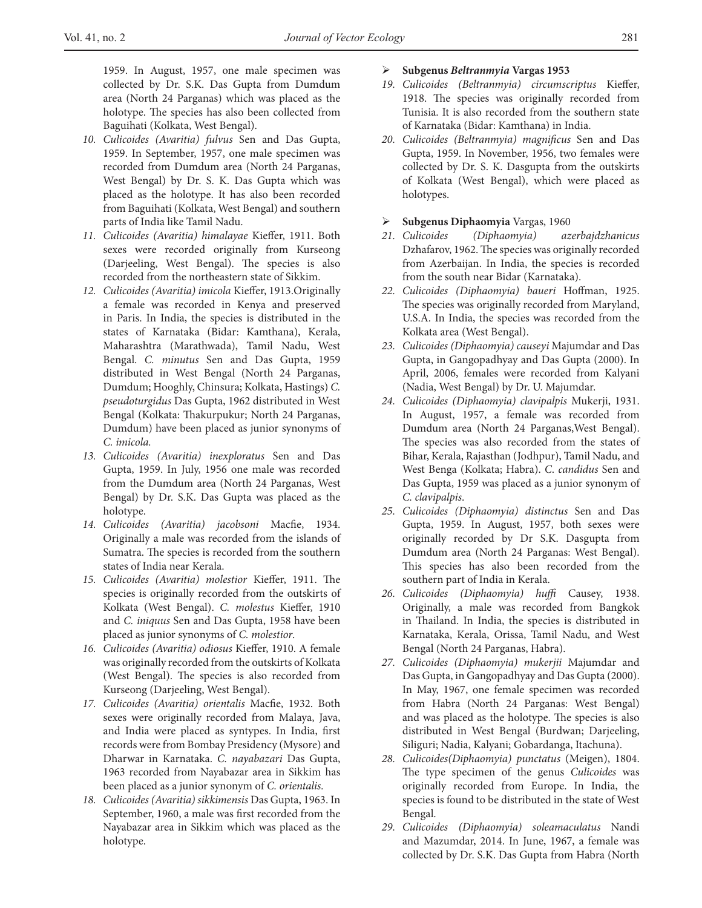1959. In August, 1957, one male specimen was collected by Dr. S.K. Das Gupta from Dumdum area (North 24 Parganas) which was placed as the holotype. The species has also been collected from Baguihati (Kolkata, West Bengal).

10. *Culicoides (Avaritia) fulvus* Sen and Das Gupta, 1959. In September, 1957, one male specimen was recorded from Dumdum area (North 24 Parganas, West Bengal) by Dr. S. K. Das Gupta which was placed as the holotype. It has also been recorded from Baguihati (Kolkata, West Bengal) and southern parts of India like Tamil Nadu.
11. *Culicoides (Avaritia) himalayae* Kieffer, 1911. Both sexes were recorded originally from Kurseong (Darjeeling, West Bengal). The species is also recorded from the northeastern state of Sikkim.
12. *Culicoides (Avaritia) imicola* Kieffer, 1913.Originally a female was recorded in Kenya and preserved in Paris. In India, the species is distributed in the states of Karnataka (Bidar: Kamthana), Kerala, Maharashtra (Marathwada), Tamil Nadu, West Bengal. *C. minutus* Sen and Das Gupta, 1959 distributed in West Bengal (North 24 Parganas, Dumdum; Hooghly, Chinsura; Kolkata, Hastings) *C. pseudoturgidus* Das Gupta, 1962 distributed in West Bengal (Kolkata: Thakurpukur; North 24 Parganas, Dumdum) have been placed as junior synonyms of *C. imicola.*
13. *Culicoides (Avaritia) inexploratus* Sen and Das Gupta, 1959. In July, 1956 one male was recorded from the Dumdum area (North 24 Parganas, West Bengal) by Dr. S.K. Das Gupta was placed as the holotype.
14. *Culicoides (Avaritia) jacobsoni* Macfie, 1934. Originally a male was recorded from the islands of Sumatra. The species is recorded from the southern states of India near Kerala.
15. *Culicoides (Avaritia) molestior* Kieffer, 1911. The species is originally recorded from the outskirts of Kolkata (West Bengal). *C. molestus* Kieffer, 1910 and *C. iniquus* Sen and Das Gupta, 1958 have been placed as junior synonyms of *C. molestior*.
16. *Culicoides (Avaritia) odiosus* Kieffer, 1910. A female was originally recorded from the outskirts of Kolkata (West Bengal). The species is also recorded from Kurseong (Darjeeling, West Bengal).
17. *Culicoides (Avaritia) orientalis* Macfie, 1932. Both sexes were originally recorded from Malaya, Java, and India were placed as syntypes. In India, first records were from Bombay Presidency (Mysore) and Dharwar in Karnataka. *C. nayabazari* Das Gupta, 1963 recorded from Nayabazar area in Sikkim has been placed as a junior synonym of *C. orientalis.*
18. *Culicoides (Avaritia) sikkimensis* Das Gupta, 1963. In September, 1960, a male was first recorded from the Nayabazar area in Sikkim which was placed as the holotype.

- **Subgenus *Beltranmyia* Vargas 1953**

19. *Culicoides (Beltranmyia) circumscriptus* Kieffer, 1918. The species was originally recorded from Tunisia. It is also recorded from the southern state of Karnataka (Bidar: Kamthana) in India.
20. *Culicoides (Beltranmyia) magnificus* Sen and Das Gupta, 1959. In November, 1956, two females were collected by Dr. S. K. Dasgupta from the outskirts of Kolkata (West Bengal), which were placed as holotypes.

- **Subgenus Diphaomyia** Vargas, 1960

21. *Culicoides (Diphaomyia) azerbajdzhanicus* Dzhafarov, 1962. The species was originally recorded from Azerbaijan. In India, the species is recorded from the south near Bidar (Karnataka).
22. *Culicoides (Diphaomyia) baueri* Hoffman, 1925. The species was originally recorded from Maryland, U.S.A. In India, the species was recorded from the Kolkata area (West Bengal).
23. *Culicoides (Diphaomyia) causeyi* Majumdar and Das Gupta, in Gangopadhyay and Das Gupta (2000). In April, 2006, females were recorded from Kalyani (Nadia, West Bengal) by Dr. U. Majumdar.
24. *Culicoides (Diphaomyia) clavipalpis* Mukerji, 1931. In August, 1957, a female was recorded from Dumdum area (North 24 Parganas,West Bengal). The species was also recorded from the states of Bihar, Kerala, Rajasthan (Jodhpur), Tamil Nadu, and West Benga (Kolkata; Habra). *C. candidus* Sen and Das Gupta, 1959 was placed as a junior synonym of *C. clavipalpis*.
25. *Culicoides (Diphaomyia) distinctus* Sen and Das Gupta, 1959. In August, 1957, both sexes were originally recorded by Dr S.K. Dasgupta from Dumdum area (North 24 Parganas: West Bengal). This species has also been recorded from the southern part of India in Kerala.
26. *Culicoides (Diphaomyia) huffi* Causey, 1938. Originally, a male was recorded from Bangkok in Thailand. In India, the species is distributed in Karnataka, Kerala, Orissa, Tamil Nadu, and West Bengal (North 24 Parganas, Habra).
27. *Culicoides (Diphaomyia) mukerjii* Majumdar and Das Gupta, in Gangopadhyay and Das Gupta (2000). In May, 1967, one female specimen was recorded from Habra (North 24 Parganas: West Bengal) and was placed as the holotype. The species is also distributed in West Bengal (Burdwan; Darjeeling, Siliguri; Nadia, Kalyani; Gobardanga, Itachuna).
28. *Culicoides(Diphaomyia) punctatus* (Meigen), 1804. The type specimen of the genus *Culicoides* was originally recorded from Europe. In India, the species is found to be distributed in the state of West Bengal.
29. *Culicoides (Diphaomyia) soleamaculatus* Nandi and Mazumdar, 2014. In June, 1967, a female was collected by Dr. S.K. Das Gupta from Habra (North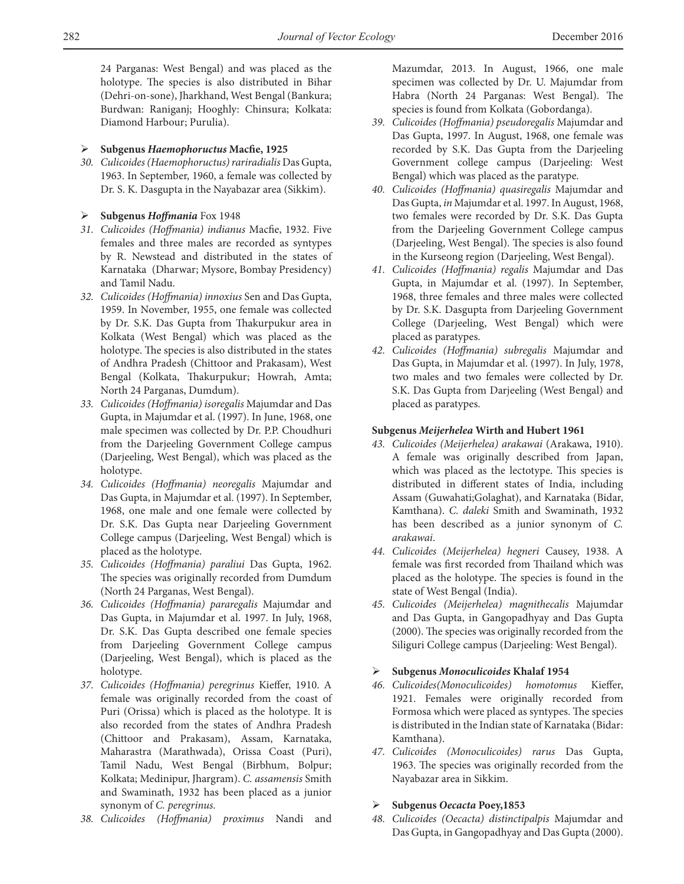24 Parganas: West Bengal) and was placed as the holotype. The species is also distributed in Bihar (Dehri-on-sone), Jharkhand, West Bengal (Bankura; Burdwan: Raniganj; Hooghly: Chinsura; Kolkata: Diamond Harbour; Purulia).

- **Subgenus *Haemophoructus* Macfie, 1925**

30. *Culicoides (Haemophoructus) rariradialis* Das Gupta, 1963. In September, 1960, a female was collected by Dr. S. K. Dasgupta in the Nayabazar area (Sikkim).

- **Subgenus *Hoffmania*** Fox 1948

31. *Culicoides (Hoffmania) indianus* Macfie, 1932. Five females and three males are recorded as syntypes by R. Newstead and distributed in the states of Karnataka (Dharwar; Mysore, Bombay Presidency) and Tamil Nadu.
32. *Culicoides (Hoffmania) innoxius* Sen and Das Gupta, 1959. In November, 1955, one female was collected by Dr. S.K. Das Gupta from Thakurpukur area in Kolkata (West Bengal) which was placed as the holotype. The species is also distributed in the states of Andhra Pradesh (Chittoor and Prakasam), West Bengal (Kolkata, Thakurpukur; Howrah, Amta; North 24 Parganas, Dumdum).
33. *Culicoides (Hoffmania) isoregalis* Majumdar and Das Gupta, in Majumdar et al. (1997). In June, 1968, one male specimen was collected by Dr. P.P. Choudhuri from the Darjeeling Government College campus (Darjeeling, West Bengal), which was placed as the holotype.
34. *Culicoides (Hoffmania) neoregalis* Majumdar and Das Gupta, in Majumdar et al. (1997). In September, 1968, one male and one female were collected by Dr. S.K. Das Gupta near Darjeeling Government College campus (Darjeeling, West Bengal) which is placed as the holotype.
35. *Culicoides (Hoffmania) paraliui* Das Gupta, 1962. The species was originally recorded from Dumdum (North 24 Parganas, West Bengal).
36. *Culicoides (Hoffmania) pararegalis* Majumdar and Das Gupta, in Majumdar et al. 1997. In July, 1968, Dr. S.K. Das Gupta described one female species from Darjeeling Government College campus (Darjeeling, West Bengal), which is placed as the holotype.
37. *Culicoides (Hoffmania) peregrinus* Kieffer, 1910. A female was originally recorded from the coast of Puri (Orissa) which is placed as the holotype. It is also recorded from the states of Andhra Pradesh (Chittoor and Prakasam), Assam, Karnataka, Maharastra (Marathwada), Orissa Coast (Puri), Tamil Nadu, West Bengal (Birbhum, Bolpur; Kolkata; Medinipur, Jhargram). *C. assamensis* Smith and Swaminath, 1932 has been placed as a junior synonym of *C. peregrinus.*
38. *Culicoides (Hoffmania) proximus* Nandi and Mazumdar, 2013. In August, 1966, one male specimen was collected by Dr. U. Majumdar from Habra (North 24 Parganas: West Bengal). The species is found from Kolkata (Gobordanga).
39. *Culicoides (Hoffmania) pseudoregalis* Majumdar and Das Gupta, 1997. In August, 1968, one female was recorded by S.K. Das Gupta from the Darjeeling Government college campus (Darjeeling: West Bengal) which was placed as the paratype.
40. *Culicoides (Hoffmania) quasiregalis* Majumdar and Das Gupta, *in* Majumdar et al. 1997. In August, 1968, two females were recorded by Dr. S.K. Das Gupta from the Darjeeling Government College campus (Darjeeling, West Bengal). The species is also found in the Kurseong region (Darjeeling, West Bengal).
41. *Culicoides (Hoffmania) regalis* Majumdar and Das Gupta, in Majumdar et al. (1997). In September, 1968, three females and three males were collected by Dr. S.K. Dasgupta from Darjeeling Government College (Darjeeling, West Bengal) which were placed as paratypes.
42. *Culicoides (Hoffmania) subregalis* Majumdar and Das Gupta, in Majumdar et al. (1997). In July, 1978, two males and two females were collected by Dr. S.K. Das Gupta from Darjeeling (West Bengal) and placed as paratypes.

**Subgenus *Meijerhelea* Wirth and Hubert 1961**

43. *Culicoides (Meijerhelea) arakawai* (Arakawa, 1910). A female was originally described from Japan, which was placed as the lectotype. This species is distributed in different states of India, including Assam (Guwahati;Golaghat), and Karnataka (Bidar, Kamthana). *C. daleki* Smith and Swaminath, 1932 has been described as a junior synonym of *C. arakawai.*
44. *Culicoides (Meijerhelea) hegneri* Causey, 1938. A female was first recorded from Thailand which was placed as the holotype. The species is found in the state of West Bengal (India).
45. *Culicoides (Meijerhelea) magnithecalis* Majumdar and Das Gupta, in Gangopadhyay and Das Gupta (2000). The species was originally recorded from the Siliguri College campus (Darjeeling: West Bengal).

- **Subgenus *Monoculicoides* Khalaf 1954**

46. *Culicoides(Monoculicoides) homotomus* Kieffer, 1921. Females were originally recorded from Formosa which were placed as syntypes. The species is distributed in the Indian state of Karnataka (Bidar: Kamthana).
47. *Culicoides (Monoculicoides) rarus* Das Gupta, 1963. The species was originally recorded from the Nayabazar area in Sikkim.

- **Subgenus *Oecacta* Poey,1853**

48. *Culicoides (Oecacta) distinctipalpis* Majumdar and Das Gupta, in Gangopadhyay and Das Gupta (2000).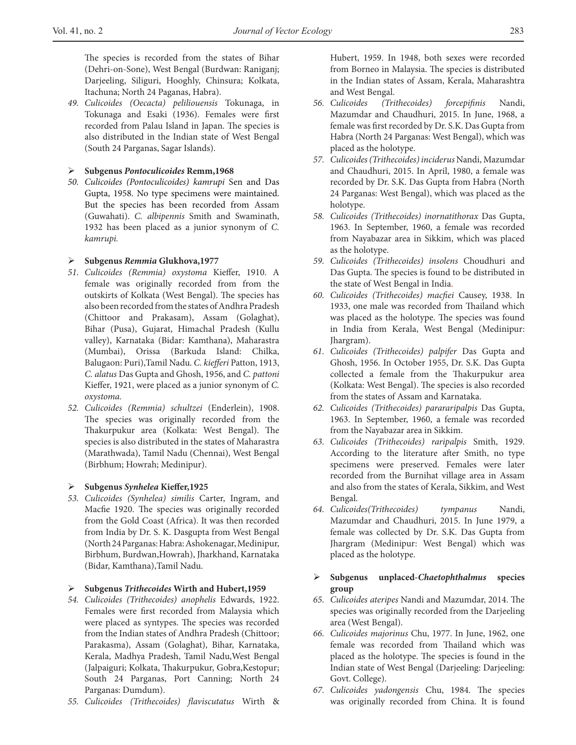The species is recorded from the states of Bihar (Dehri-on-Sone), West Bengal (Burdwan: Raniganj; Darjeeling, Siliguri, Hooghly, Chinsura; Kolkata, Itachuna; North 24 Paganas, Habra).

49. *Culicoides (Oecacta) pelilidouensis* Tokunaga, in Tokunaga and Esaki (1936). Females were first recorded from Palau Island in Japan. The species is also distributed in the Indian state of West Bengal (South 24 Parganas, Sagar Islands).

- **Subgenus *Pontoculicoides* Remm,1968**

50. *Culicoides (Pontoculicoides) kamrupi* Sen and Das Gupta, 1958. No type specimens were maintained. But the species has been recorded from Assam (Guwahati). *C. albipennis* Smith and Swaminath, 1932 has been placed as a junior synonym of *C. kamrupi.*

- **Subgenus *Remmia* Glukhova,1977**

51. *Culicoides (Remmia) oxystoma* Kieffer, 1910. A female was originally recorded from from the outskirts of Kolkata (West Bengal). The species has also been recorded from the states of Andhra Pradesh (Chittoor and Prakasam), Assam (Golaghat), Bihar (Pusa), Gujarat, Himachal Pradesh (Kullu valley), Karnataka (Bidar: Kamthana), Maharastra (Mumbai), Orissa (Barkuda Island: Chilka, Balugaon: Puri),Tamil Nadu. *C. kiefferi* Patton, 1913, *C. alatus* Das Gupta and Ghosh, 1956, and *C. pattoni* Kieffer, 1921, were placed as a junior synonym of *C. oxystoma.*
52. *Culicoides (Remmia) schultzei* (Enderlein), 1908. The species was originally recorded from the Thakurpukur area (Kolkata: West Bengal). The species is also distributed in the states of Maharastra (Marathwada), Tamil Nadu (Chennai), West Bengal (Birbhum; Howrah; Medinipur).

- **Subgenus *Synhelea* Kieffer,1925**

53. *Culicoides (Synhelea) similis* Carter, Ingram, and Macfie 1920. The species was originally recorded from the Gold Coast (Africa). It was then recorded from India by Dr. S. K. Dasgupta from West Bengal (North 24 Parganas: Habra: Ashokenagar, Medinipur, Birbhum, Burdwan,Howrah), Jharkhand, Karnataka (Bidar, Kamthana),Tamil Nadu.

- **Subgenus *Trithecoides* Wirth and Hubert,1959**

54. *Culicoides (Trithecoides) anophelis* Edwards, 1922. Females were first recorded from Malaysia which were placed as syntypes. The species was recorded from the Indian states of Andhra Pradesh (Chittoor; Parakasma), Assam (Golaghat), Bihar, Karnataka, Kerala, Madhya Pradesh, Tamil Nadu,West Bengal (Jalpaiguri; Kolkata, Thakurpukur, Gobra,Kestopur; South 24 Parganas, Port Canning; North 24 Parganas: Dumdum).
55. *Culicoides (Trithecoides) flaviscutatus* Wirth & Hubert, 1959. In 1948, both sexes were recorded from Borneo in Malaysia. The species is distributed in the Indian states of Assam, Kerala, Maharashtra and West Bengal.
56. *Culicoides (Trithecoides) forcepifinis* Nandi, Mazumdar and Chaudhuri, 2015. In June, 1968, a female was first recorded by Dr. S.K. Das Gupta from Habra (North 24 Parganas: West Bengal), which was placed as the holotype.
57. *Culicoides (Trithecoides) inciderus* Nandi, Mazumdar and Chaudhuri, 2015. In April, 1980, a female was recorded by Dr. S.K. Das Gupta from Habra (North 24 Parganas: West Bengal), which was placed as the holotype.
58. *Culicoides (Trithecoides) inornatithorax* Das Gupta, 1963. In September, 1960, a female was recorded from Nayabazar area in Sikkim, which was placed as the holotype.
59. *Culicoides (Trithecoides) insolens* Choudhuri and Das Gupta. The species is found to be distributed in the state of West Bengal in India.
60. *Culicoides (Trithecoides) macfiei* Causey, 1938. In 1933, one male was recorded from Thailand which was placed as the holotype. The species was found in India from Kerala, West Bengal (Medinipur: Jhargram).
61. *Culicoides (Trithecoides) palpifer* Das Gupta and Ghosh, 1956. In October 1955, Dr. S.K. Das Gupta collected a female from the Thakurpukur area (Kolkata: West Bengal). The species is also recorded from the states of Assam and Karnataka.
62. *Culicoides (Trithecoides) parararipalpis* Das Gupta, 1963. In September, 1960, a female was recorded from the Nayabazar area in Sikkim.
63. *Culicoides (Trithecoides) raripalpis* Smith, 1929. According to the literature after Smith, no type specimens were preserved. Females were later recorded from the Burnihat village area in Assam and also from the states of Kerala, Sikkim, and West Bengal.
64. *Culicoides(Trithecoides) tympanus* Nandi, Mazumdar and Chaudhuri, 2015. In June 1979, a female was collected by Dr. S.K. Das Gupta from Jhargram (Medinipur: West Bengal) which was placed as the holotype.

- **Subgenus unplaced-*Chaetophthalmus* species group**

65. *Culicoides ateripes* Nandi and Mazumdar, 2014. The species was originally recorded from the Darjeeling area (West Bengal).
66. *Culicoides majorinus* Chu, 1977. In June, 1962, one female was recorded from Thailand which was placed as the holotype. The species is found in the Indian state of West Bengal (Darjeeling: Darjeeling: Govt. College).
67. *Culicoides yadongensis* Chu, 1984. The species was originally recorded from China. It is found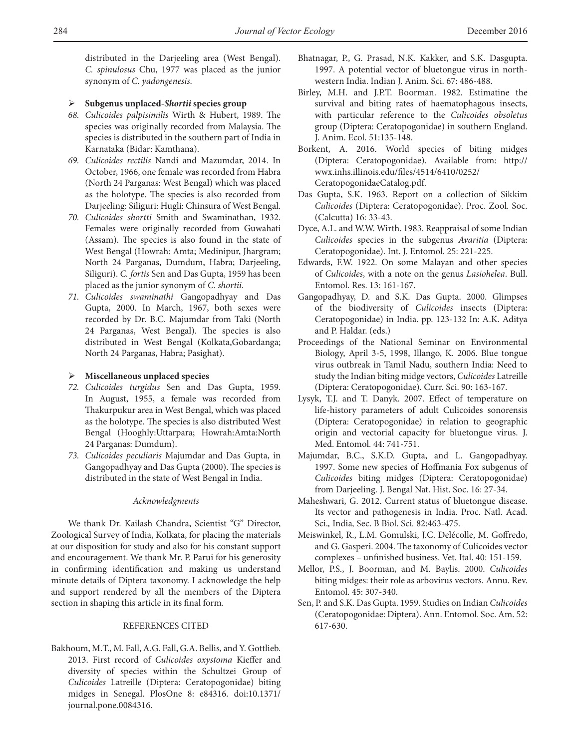distributed in the Darjeeling area (West Bengal). *C. spinulosus* Chu, 1977 was placed as the junior synonym of *C. yadongenesis*.

- **Subgenus unplaced-*Shortii* species group**

*68. Culicoides palpisimilis* Wirth & Hubert, 1989. The species was originally recorded from Malaysia. The species is distributed in the southern part of India in Karnataka (Bidar: Kamthana).

*69. Culicoides rectilis* Nandi and Mazumdar, 2014. In October, 1966, one female was recorded from Habra (North 24 Parganas: West Bengal) which was placed as the holotype. The species is also recorded from Darjeeling: Siliguri: Hugli: Chinsura of West Bengal.

*70. Culicoides shortti* Smith and Swaminathan, 1932. Females were originally recorded from Guwahati (Assam). The species is also found in the state of West Bengal (Howrah: Amta; Medinipur, Jhargram; North 24 Parganas, Dumdum, Habra; Darjeeling, Siliguri). *C. fortis* Sen and Das Gupta, 1959 has been placed as the junior synonym of *C. shortii.*

*71. Culicoides swaminathi* Gangopadhyay and Das Gupta, 2000. In March, 1967, both sexes were recorded by Dr. B.C. Majumdar from Taki (North 24 Parganas, West Bengal). The species is also distributed in West Bengal (Kolkata,Gobardanga; North 24 Parganas, Habra; Pasighat).

- **Miscellaneous unplaced species**

*72. Culicoides turgidus* Sen and Das Gupta, 1959. In August, 1955, a female was recorded from Thakurpukur area in West Bengal, which was placed as the holotype. The species is also distributed West Bengal (Hooghly:Uttarpara; Howrah:Amta:North 24 Parganas: Dumdum).

*73. Culicoides peculiaris* Majumdar and Das Gupta, in Gangopadhyay and Das Gupta (2000). The species is distributed in the state of West Bengal in India.

### *Acknowledgments*

We thank Dr. Kailash Chandra, Scientist "G" Director, Zoological Survey of India, Kolkata, for placing the materials at our disposition for study and also for his constant support and encouragement. We thank Mr. P. Parui for his generosity in confirming identification and making us understand minute details of Diptera taxonomy. I acknowledge the help and support rendered by all the members of the Diptera section in shaping this article in its final form.

### REFERENCES CITED

Bakhoum, M.T., M. Fall, A.G. Fall, G.A. Bellis, and Y. Gottlieb. 2013. First record of *Culicoides oxystoma* Kieffer and diversity of species within the Schultzei Group of *Culicoides* Latreille (Diptera: Ceratopogonidae) biting midges in Senegal. PlosOne 8: e84316. doi:10.1371/journal.pone.0084316.

Bhatnagar, P., G. Prasad, N.K. Kakker, and S.K. Dasgupta. 1997. A potential vector of bluetongue virus in north-western India. Indian J. Anim. Sci. 67: 486-488.

Birley, M.H. and J.P.T. Boorman. 1982. Estimatine the survival and biting rates of haematophagous insects, with particular reference to the *Culicoides obsoletus* group (Diptera: Ceratopogonidae) in southern England. J. Anim. Ecol. 51:135-148.

Borkent, A. 2016. World species of biting midges (Diptera: Ceratopogonidae). Available from: http://wwx.inhs.illinois.edu/files/4514/6410/0252/CeratopogonidaeCatalog.pdf.

Das Gupta, S.K. 1963. Report on a collection of Sikkim *Culicoides* (Diptera: Ceratopogonidae). Proc. Zool. Soc. (Calcutta) 16: 33-43.

Dyce, A.L. and W.W. Wirth. 1983. Reappraisal of some Indian *Culicoides* species in the subgenus *Avaritia* (Diptera: Ceratopogonidae). Int. J. Entomol. 25: 221-225.

Edwards, F.W. 1922. On some Malayan and other species of *Culicoides*, with a note on the genus *Lasiohelea*. Bull. Entomol. Res. 13: 161-167.

Gangopadhyay, D. and S.K. Das Gupta. 2000. Glimpses of the biodiversity of *Culicoides* insects (Diptera: Ceratopogonidae) in India. pp. 123-132 In: A.K. Aditya and P. Haldar. (eds.)

Proceedings of the National Seminar on Environmental Biology, April 3-5, 1998, Illango, K. 2006. Blue tongue virus outbreak in Tamil Nadu, southern India: Need to study the Indian biting midge vectors, *Culicoides* Latreille (Diptera: Ceratopogonidae). Curr. Sci. 90: 163-167.

Lysyk, T.J. and T. Danyk. 2007. Effect of temperature on life-history parameters of adult Culicoides sonorensis (Diptera: Ceratopogonidae) in relation to geographic origin and vectorial capacity for bluetongue virus. J. Med. Entomol. 44: 741-751.

Majumdar, B.C., S.K.D. Gupta, and L. Gangopadhyay. 1997. Some new species of Hoffmania Fox subgenus of *Culicoides* biting midges (Diptera: Ceratopogonidae) from Darjeeling. J. Bengal Nat. Hist. Soc. 16: 27-34.

Maheshwari, G. 2012. Current status of bluetongue disease. Its vector and pathogenesis in India. Proc. Natl. Acad. Sci., India, Sec. B Biol. Sci. 82:463-475.

Meiswinkel, R., L.M. Gomulski, J.C. Delécolle, M. Goffredo, and G. Gasperi. 2004. The taxonomy of Culicoides vector complexes – unfinished business. Vet. Ital. 40: 151-159.

Mellor, P.S., J. Boorman, and M. Baylis. 2000. *Culicoides* biting midges: their role as arbovirus vectors. Annu. Rev. Entomol. 45: 307-340.

Sen, P. and S.K. Das Gupta. 1959. Studies on Indian *Culicoides* (Ceratopogonidae: Diptera). Ann. Entomol. Soc. Am. 52: 617-630.